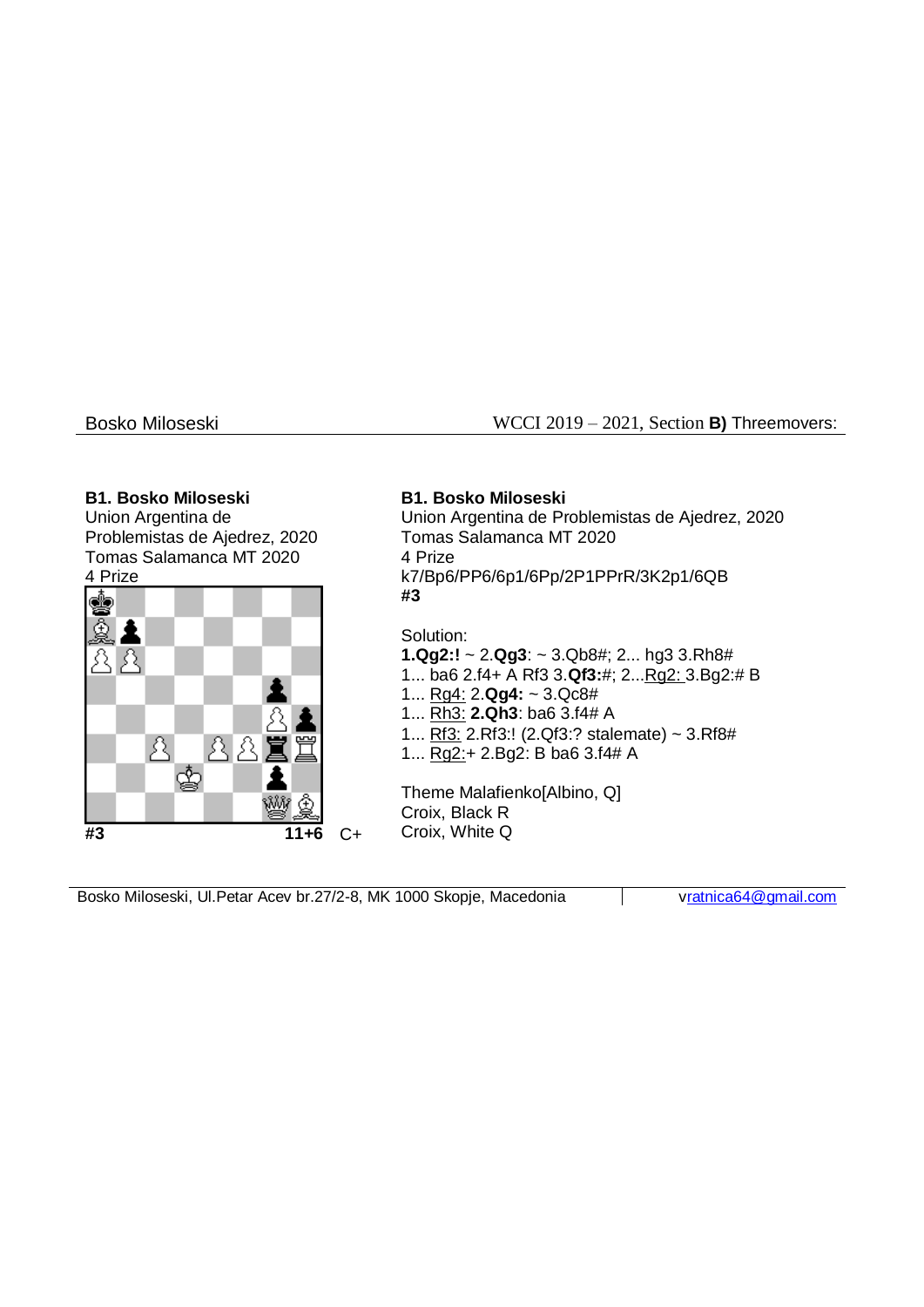Bosko Miloseski — WCCI 2019 – 2021, Section **B)** Threemovers:

**B1. Bosko Miloseski**
Union Argentina de Problemistas de Ajedrez, 2020
Tomas Salamanca MT 2020
4 Prize

**#3** — **11+6** — C+

**B1. Bosko Miloseski**
Union Argentina de Problemistas de Ajedrez, 2020
Tomas Salamanca MT 2020
4 Prize
k7/Bp6/PP6/6p1/6Pp/2P1PPrR/3K2p1/6QB
**#3**

Solution:
**1.Qg2:!** ~ 2.**Qg3**: ~ 3.Qb8#; 2... hg3 3.Rh8#
1... ba6 2.f4+ A Rf3 3.**Qf3:**#; 2...Rg2: 3.Bg2:# B
1... Rg4: 2.**Qg4:** ~ 3.Qc8#
1... Rh3: **2.Qh3**: ba6 3.f4# A
1... Rf3: 2.Rf3:! (2.Qf3:? stalemate) ~ 3.Rf8#
1... Rg2:+ 2.Bg2: B ba6 3.f4# A

Theme Malafienko[Albino, Q]
Croix, Black R
Croix, White Q

Bosko Miloseski, Ul.Petar Acev br.27/2-8, MK 1000 Skopje, Macedonia | vratnica64@gmail.com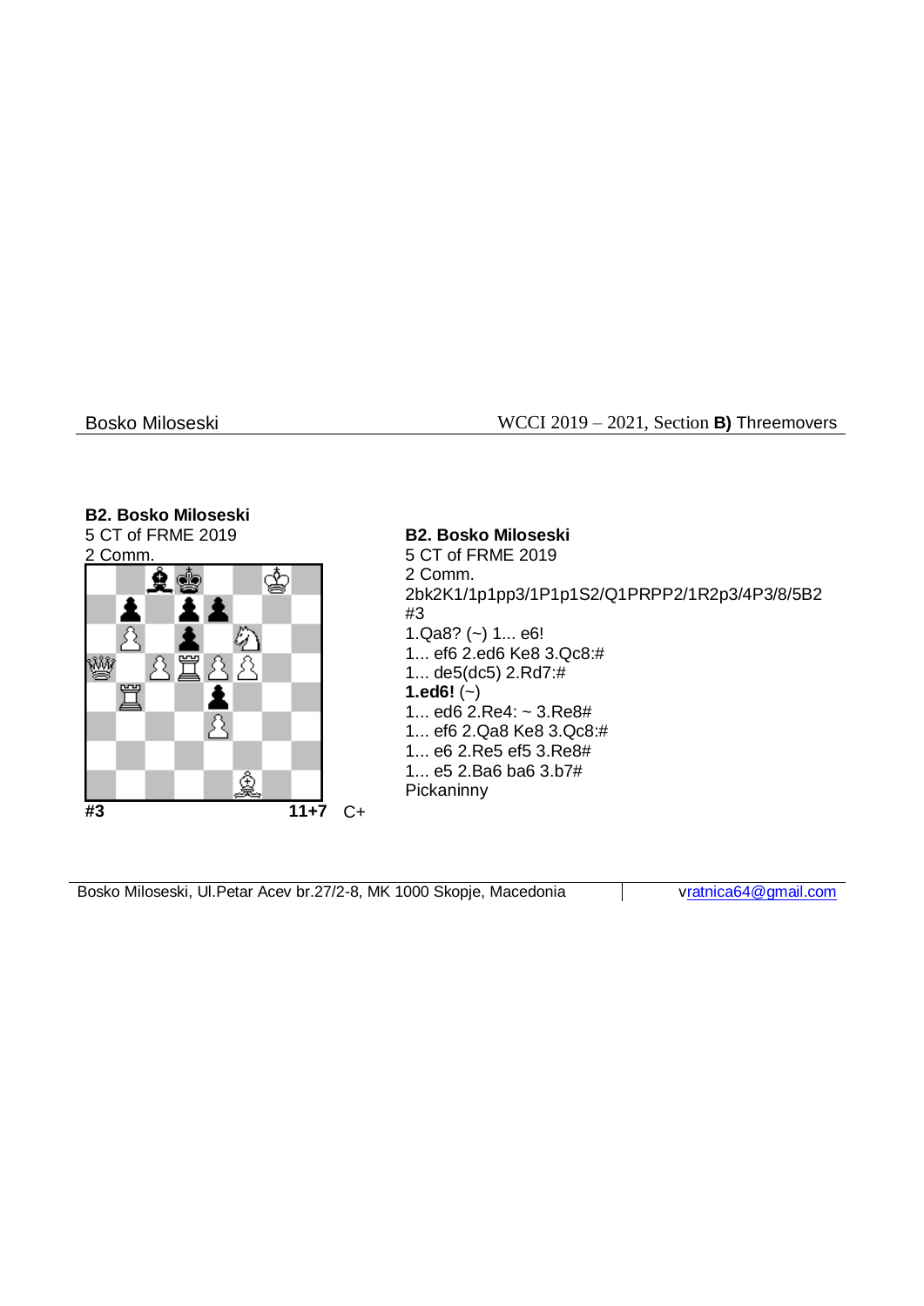Bosko Miloseski — WCCI 2019 – 2021, Section **B)** Threemovers

**B2. Bosko Miloseski**
5 CT of FRME 2019
2 Comm.

#3 — 11+7 — C+

**B2. Bosko Miloseski**
5 CT of FRME 2019
2 Comm.
2bk2K1/1p1pp3/1P1p1S2/Q1PRPP2/1R2p3/4P3/8/5B2
#3
1.Qa8? (~) 1... e6!
1... ef6 2.ed6 Ke8 3.Qc8:#
1... de5(dc5) 2.Rd7:#
**1.ed6!** (~)
1... ed6 2.Re4: ~ 3.Re8#
1... ef6 2.Qa8 Ke8 3.Qc8:#
1... e6 2.Re5 ef5 3.Re8#
1... e5 2.Ba6 ba6 3.b7#
Pickaninny

Bosko Miloseski, Ul.Petar Acev br.27/2-8, MK 1000 Skopje, Macedonia | vratnica64@gmail.com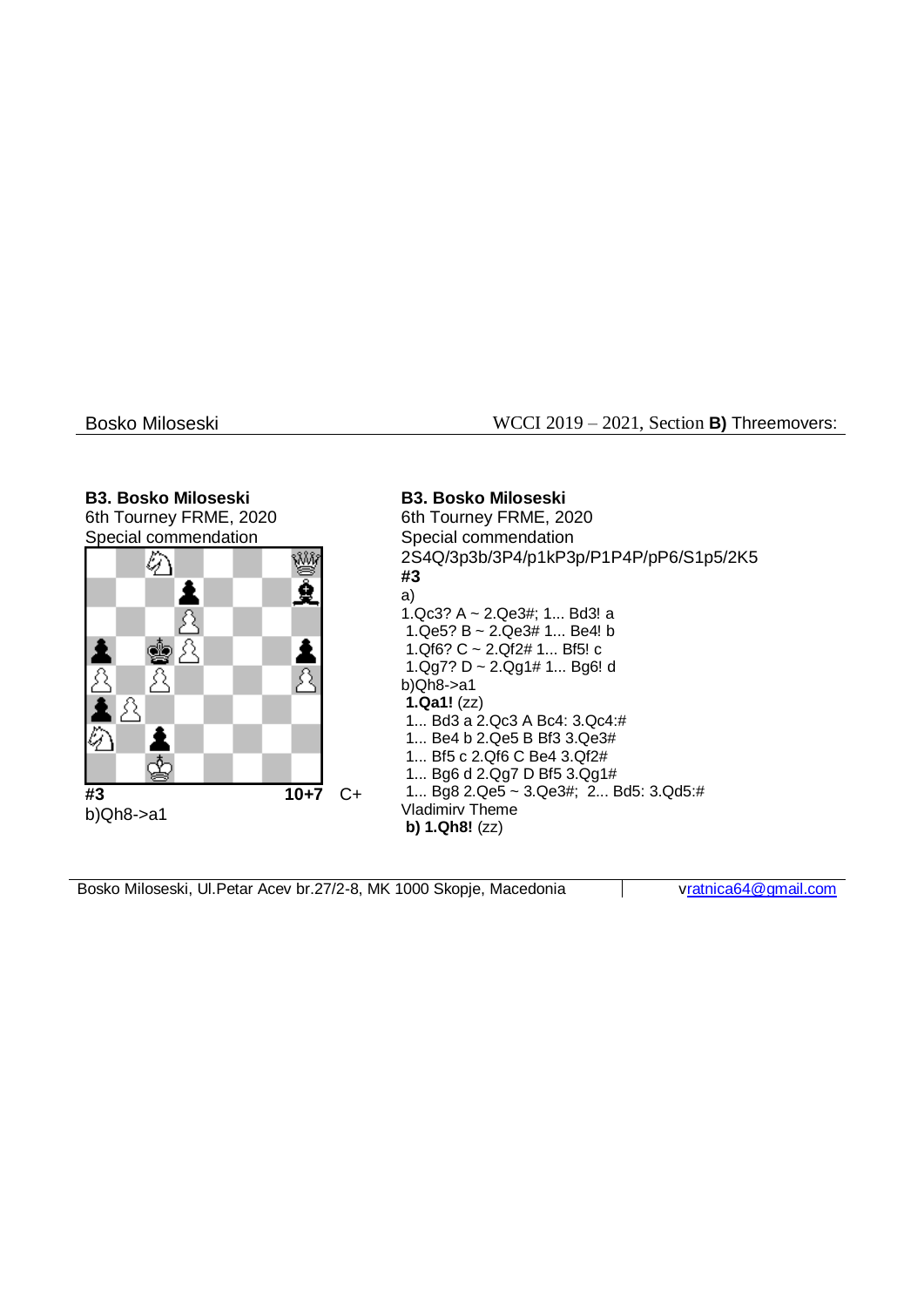**B3. Bosko Miloseski**
6th Tourney FRME, 2020
Special commendation

#3 10+7 C+
b)Qh8->a1

**B3. Bosko Miloseski**
6th Tourney FRME, 2020
Special commendation
2S4Q/3p3b/3P4/p1kP3p/P1P4P/pP6/S1p5/2K5
**#3**
a)
1.Qc3? A ~ 2.Qe3#; 1... Bd3! a
1.Qe5? B ~ 2.Qe3# 1... Be4! b
1.Qf6? C ~ 2.Qf2# 1... Bf5! c
1.Qg7? D ~ 2.Qg1# 1... Bg6! d
b)Qh8->a1
**1.Qa1!** (zz)
1... Bd3 a 2.Qc3 A Bc4: 3.Qc4:#
1... Be4 b 2.Qe5 B Bf3 3.Qe3#
1... Bf5 c 2.Qf6 C Be4 3.Qf2#
1... Bg6 d 2.Qg7 D Bf5 3.Qg1#
1... Bg8 2.Qe5 ~ 3.Qe3#; 2... Bd5: 3.Qd5:#
Vladimirv Theme
**b) 1.Qh8!** (zz)

Bosko Miloseski, Ul.Petar Acev br.27/2-8, MK 1000 Skopje, Macedonia | vratnica64@gmail.com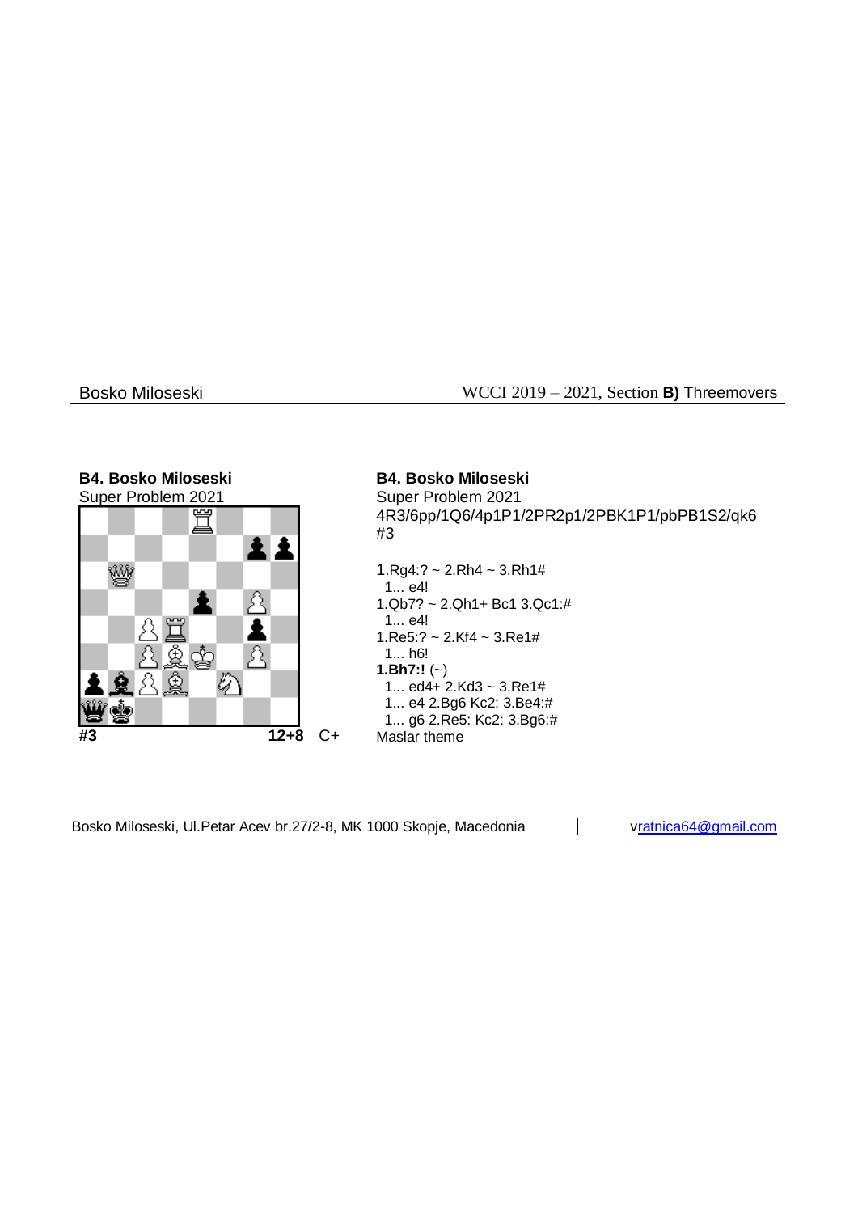**B4. Bosko Miloseski**
Super Problem 2021

#3 — 12+8 — C+

**B4. Bosko Miloseski**
Super Problem 2021
4R3/6pp/1Q6/4p1P1/2PR2p1/2PBK1P1/pbPB1S2/qk6
#3

1.Rg4:? ~ 2.Rh4 ~ 3.Rh1#
  1... e4!
1.Qb7? ~ 2.Qh1+ Bc1 3.Qc1:#
  1... e4!
1.Re5:? ~ 2.Kf4 ~ 3.Re1#
  1... h6!
**1.Bh7:!** (~)
  1... ed4+ 2.Kd3 ~ 3.Re1#
  1... e4 2.Bg6 Kc2: 3.Be4:#
  1... g6 2.Re5: Kc2: 3.Bg6:#
Maslar theme

Bosko Miloseski, Ul.Petar Acev br.27/2-8, MK 1000 Skopje, Macedonia | vratnica64@gmail.com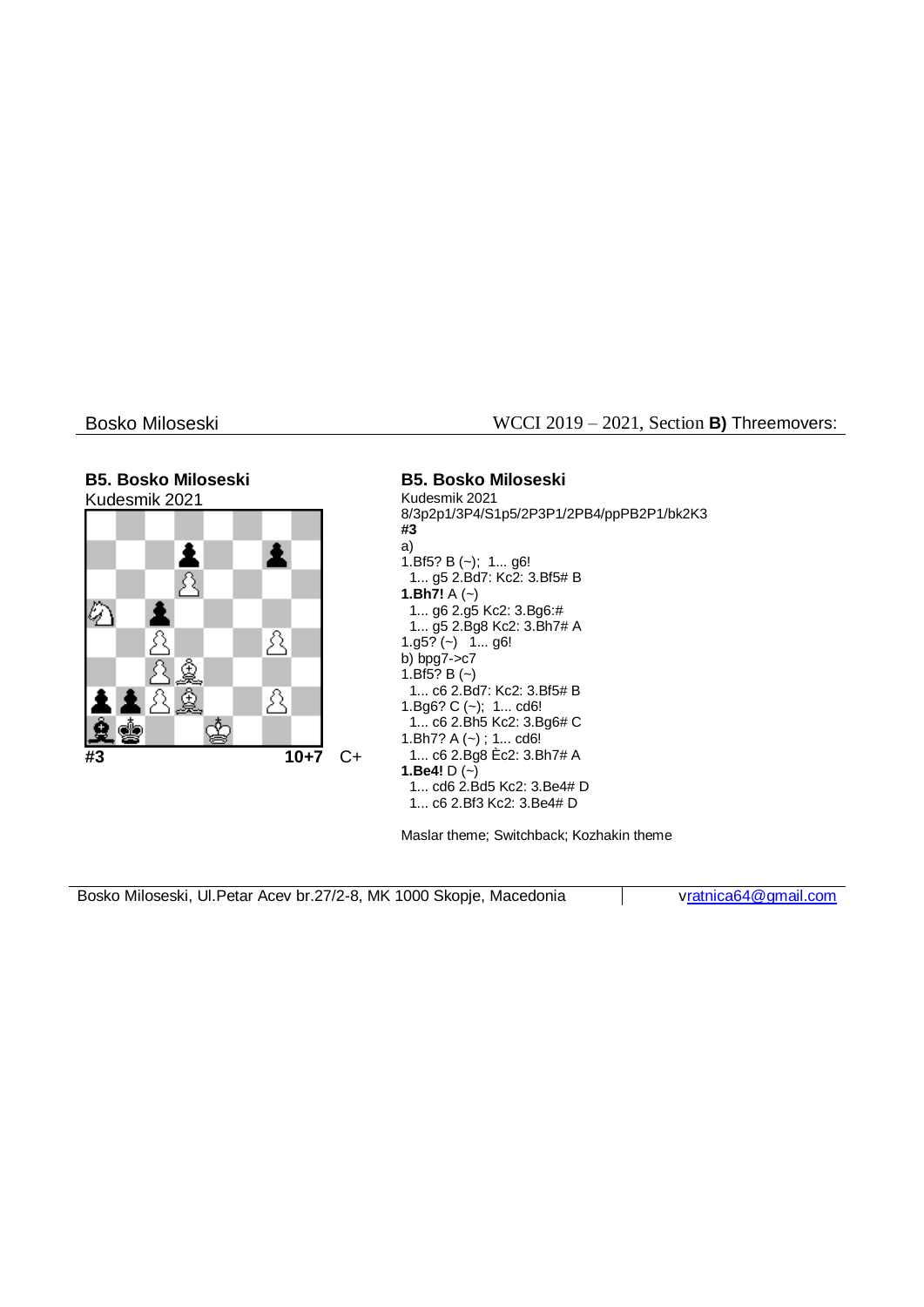**B5. Bosko Miloseski**
Kudesmik 2021

#3 10+7 C+

**B5. Bosko Miloseski**
Kudesmik 2021
8/3p2p1/3P4/S1p5/2P3P1/2PB4/ppPB2P1/bk2K3
**#3**
a)
1.Bf5? B (~); 1... g6!
  1... g5 2.Bd7: Kc2: 3.Bf5# B
**1.Bh7!** A (~)
  1... g6 2.g5 Kc2: 3.Bg6:#
  1... g5 2.Bg8 Kc2: 3.Bh7# A
1.g5? (~) 1... g6!
b) bpg7->c7
1.Bf5? B (~)
  1... c6 2.Bd7: Kc2: 3.Bf5# B
1.Bg6? C (~); 1... cd6!
  1... c6 2.Bh5 Kc2: 3.Bg6# C
1.Bh7? A (~) ; 1... cd6!
  1... c6 2.Bg8 Èc2: 3.Bh7# A
**1.Be4!** D (~)
  1... cd6 2.Bd5 Kc2: 3.Be4# D
  1... c6 2.Bf3 Kc2: 3.Be4# D

Maslar theme; Switchback; Kozhakin theme

Bosko Miloseski, Ul.Petar Acev br.27/2-8, MK 1000 Skopje, Macedonia | vratnica64@gmail.com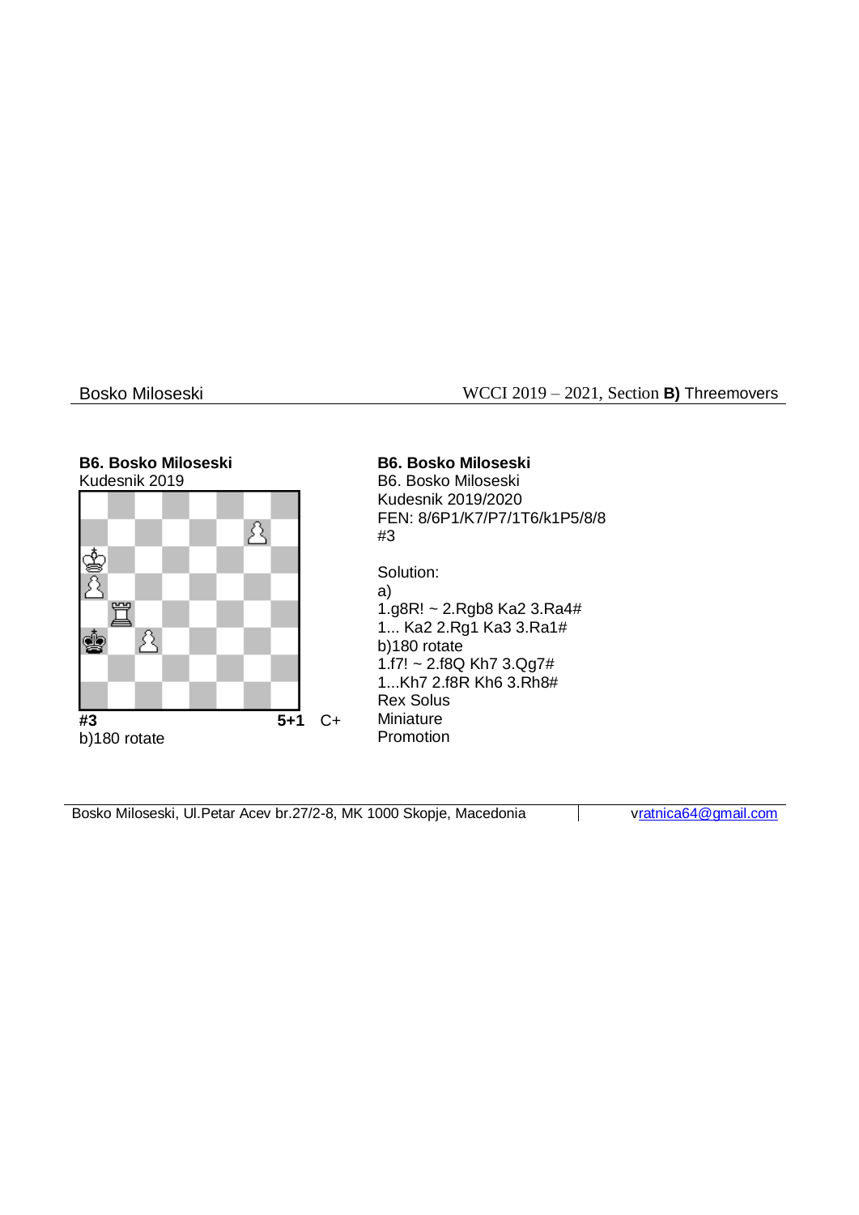**B6. Bosko Miloseski**
Kudesnik 2019

#3 5+1 C+
b)180 rotate

**B6. Bosko Miloseski**
B6. Bosko Miloseski
Kudesnik 2019/2020
FEN: 8/6P1/K7/P7/1T6/k1P5/8/8
#3

Solution:
a)
1.g8R! ~ 2.Rgb8 Ka2 3.Ra4#
1... Ka2 2.Rg1 Ka3 3.Ra1#
b)180 rotate
1.f7! ~ 2.f8Q Kh7 3.Qg7#
1...Kh7 2.f8R Kh6 3.Rh8#
Rex Solus
Miniature
Promotion

Bosko Miloseski, Ul.Petar Acev br.27/2-8, MK 1000 Skopje, Macedonia | vratnica64@gmail.com